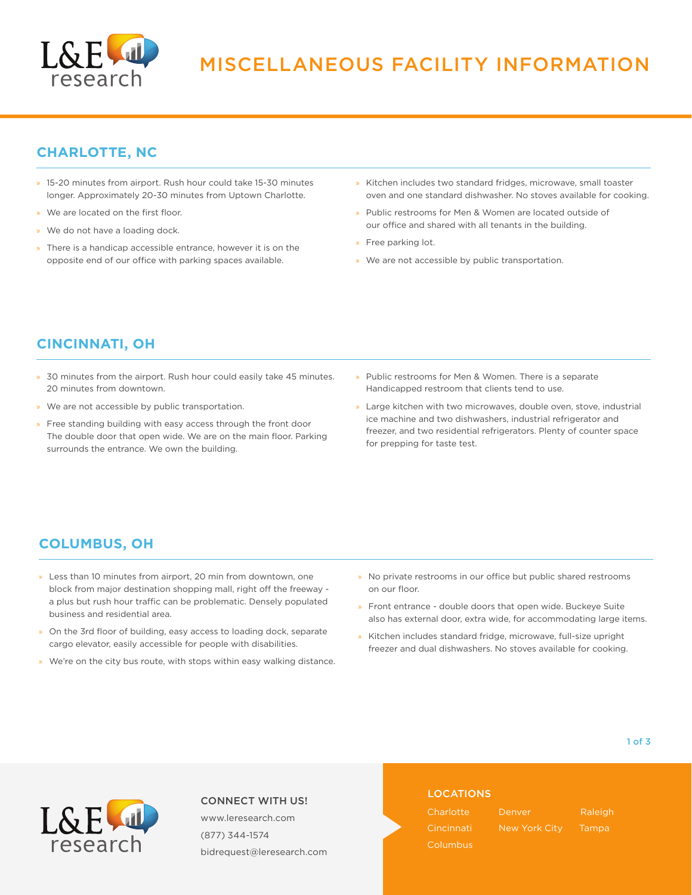# MISCELLANEOUS FACILITY INFORMATION

## CHARLOTTE, NC

- 15-20 minutes from airport. Rush hour could take 15-30 minutes longer. Approximately 20-30 minutes from Uptown Charlotte.
- We are located on the first floor.
- We do not have a loading dock.
- There is a handicap accessible entrance, however it is on the opposite end of our office with parking spaces available.
- Kitchen includes two standard fridges, microwave, small toaster oven and one standard dishwasher. No stoves available for cooking.
- Public restrooms for Men & Women are located outside of our office and shared with all tenants in the building.
- Free parking lot.
- We are not accessible by public transportation.

## CINCINNATI, OH

- 30 minutes from the airport. Rush hour could easily take 45 minutes. 20 minutes from downtown.
- We are not accessible by public transportation.
- Free standing building with easy access through the front door The double door that open wide. We are on the main floor. Parking surrounds the entrance. We own the building.
- Public restrooms for Men & Women. There is a separate Handicapped restroom that clients tend to use.
- Large kitchen with two microwaves, double oven, stove, industrial ice machine and two dishwashers, industrial refrigerator and freezer, and two residential refrigerators. Plenty of counter space for prepping for taste test.

## COLUMBUS, OH

- Less than 10 minutes from airport, 20 min from downtown, one block from major destination shopping mall, right off the freeway - a plus but rush hour traffic can be problematic. Densely populated business and residential area.
- On the 3rd floor of building, easy access to loading dock, separate cargo elevator, easily accessible for people with disabilities.
- We're on the city bus route, with stops within easy walking distance.
- No private restrooms in our office but public shared restrooms on our floor.
- Front entrance - double doors that open wide. Buckeye Suite also has external door, extra wide, for accommodating large items.
- Kitchen includes standard fridge, microwave, full-size upright freezer and dual dishwashers. No stoves available for cooking.

CONNECT WITH US!

www.leresearch.com

(877) 344-1574

bidrequest@leresearch.com

LOCATIONS

Charlotte, Cincinnati, Columbus, Denver, New York City, Raleigh, Tampa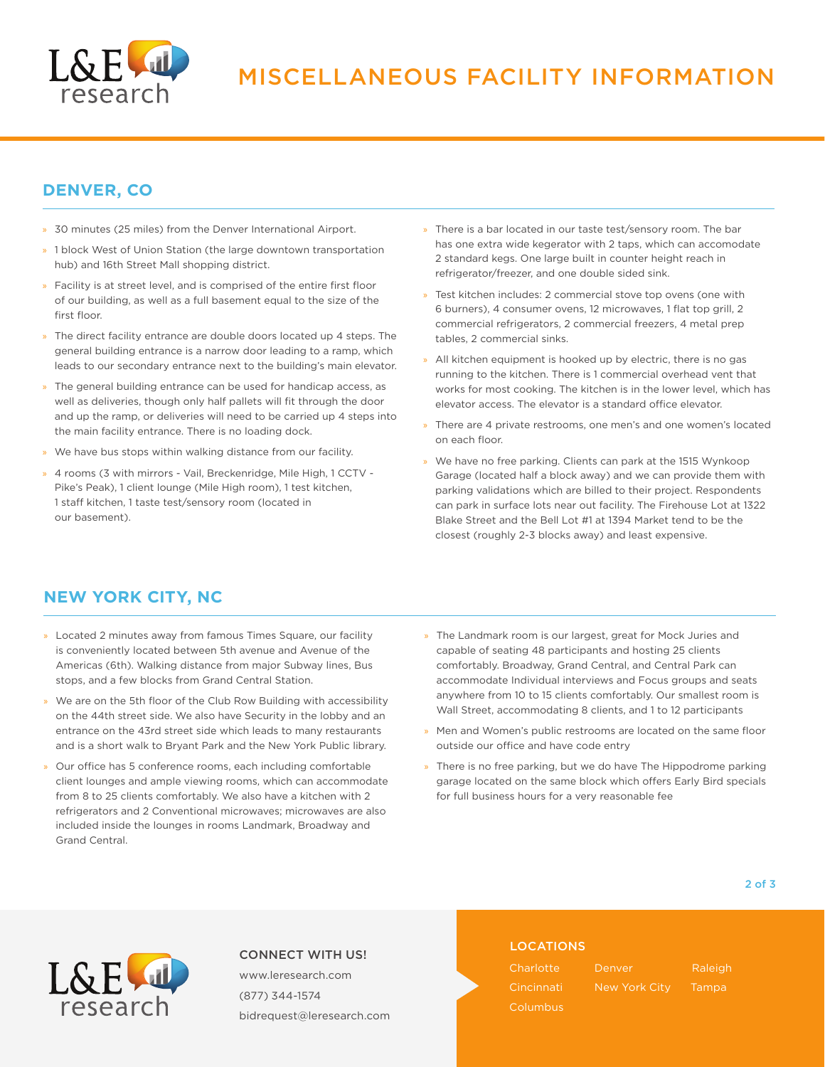# MISCELLANEOUS FACILITY INFORMATION

## DENVER, CO

- 30 minutes (25 miles) from the Denver International Airport.
- 1 block West of Union Station (the large downtown transportation hub) and 16th Street Mall shopping district.
- Facility is at street level, and is comprised of the entire first floor of our building, as well as a full basement equal to the size of the first floor.
- The direct facility entrance are double doors located up 4 steps. The general building entrance is a narrow door leading to a ramp, which leads to our secondary entrance next to the building's main elevator.
- The general building entrance can be used for handicap access, as well as deliveries, though only half pallets will fit through the door and up the ramp, or deliveries will need to be carried up 4 steps into the main facility entrance. There is no loading dock.
- We have bus stops within walking distance from our facility.
- 4 rooms (3 with mirrors - Vail, Breckenridge, Mile High, 1 CCTV - Pike's Peak), 1 client lounge (Mile High room), 1 test kitchen, 1 staff kitchen, 1 taste test/sensory room (located in our basement).
- There is a bar located in our taste test/sensory room. The bar has one extra wide kegerator with 2 taps, which can accomodate 2 standard kegs. One large built in counter height reach in refrigerator/freezer, and one double sided sink.
- Test kitchen includes: 2 commercial stove top ovens (one with 6 burners), 4 consumer ovens, 12 microwaves, 1 flat top grill, 2 commercial refrigerators, 2 commercial freezers, 4 metal prep tables, 2 commercial sinks.
- All kitchen equipment is hooked up by electric, there is no gas running to the kitchen. There is 1 commercial overhead vent that works for most cooking. The kitchen is in the lower level, which has elevator access. The elevator is a standard office elevator.
- There are 4 private restrooms, one men's and one women's located on each floor.
- We have no free parking. Clients can park at the 1515 Wynkoop Garage (located half a block away) and we can provide them with parking validations which are billed to their project. Respondents can park in surface lots near out facility. The Firehouse Lot at 1322 Blake Street and the Bell Lot #1 at 1394 Market tend to be the closest (roughly 2-3 blocks away) and least expensive.

## NEW YORK CITY, NC

- Located 2 minutes away from famous Times Square, our facility is conveniently located between 5th avenue and Avenue of the Americas (6th). Walking distance from major Subway lines, Bus stops, and a few blocks from Grand Central Station.
- We are on the 5th floor of the Club Row Building with accessibility on the 44th street side. We also have Security in the lobby and an entrance on the 43rd street side which leads to many restaurants and is a short walk to Bryant Park and the New York Public library.
- Our office has 5 conference rooms, each including comfortable client lounges and ample viewing rooms, which can accommodate from 8 to 25 clients comfortably. We also have a kitchen with 2 refrigerators and 2 Conventional microwaves; microwaves are also included inside the lounges in rooms Landmark, Broadway and Grand Central.
- The Landmark room is our largest, great for Mock Juries and capable of seating 48 participants and hosting 25 clients comfortably. Broadway, Grand Central, and Central Park can accommodate Individual interviews and Focus groups and seats anywhere from 10 to 15 clients comfortably. Our smallest room is Wall Street, accommodating 8 clients, and 1 to 12 participants
- Men and Women's public restrooms are located on the same floor outside our office and have code entry
- There is no free parking, but we do have The Hippodrome parking garage located on the same block which offers Early Bird specials for full business hours for a very reasonable fee

CONNECT WITH US!

www.leresearch.com

(877) 344-1574

bidrequest@leresearch.com

LOCATIONS

Charlotte, Denver, Raleigh, Cincinnati, New York City, Tampa, Columbus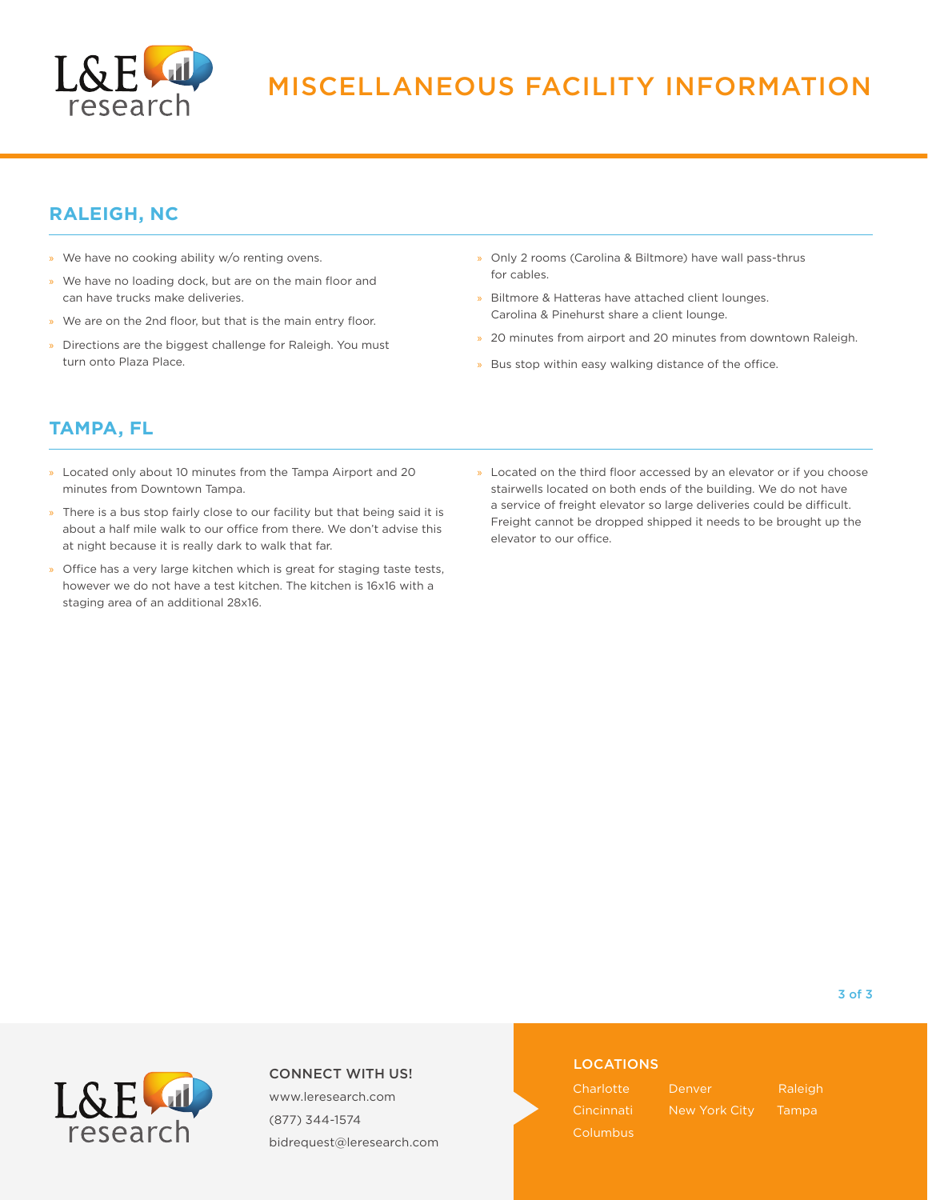# MISCELLANEOUS FACILITY INFORMATION

## RALEIGH, NC

- We have no cooking ability w/o renting ovens.
- We have no loading dock, but are on the main floor and can have trucks make deliveries.
- We are on the 2nd floor, but that is the main entry floor.
- Directions are the biggest challenge for Raleigh. You must turn onto Plaza Place.
- Only 2 rooms (Carolina & Biltmore) have wall pass-thrus for cables.
- Biltmore & Hatteras have attached client lounges. Carolina & Pinehurst share a client lounge.
- 20 minutes from airport and 20 minutes from downtown Raleigh.
- Bus stop within easy walking distance of the office.

## TAMPA, FL

- Located only about 10 minutes from the Tampa Airport and 20 minutes from Downtown Tampa.
- There is a bus stop fairly close to our facility but that being said it is about a half mile walk to our office from there. We don't advise this at night because it is really dark to walk that far.
- Office has a very large kitchen which is great for staging taste tests, however we do not have a test kitchen. The kitchen is 16x16 with a staging area of an additional 28x16.
- Located on the third floor accessed by an elevator or if you choose stairwells located on both ends of the building. We do not have a service of freight elevator so large deliveries could be difficult. Freight cannot be dropped shipped it needs to be brought up the elevator to our office.

CONNECT WITH US!

www.leresearch.com

(877) 344-1574

bidrequest@leresearch.com

LOCATIONS

Charlotte, Cincinnati, Columbus, Denver, New York City, Raleigh, Tampa